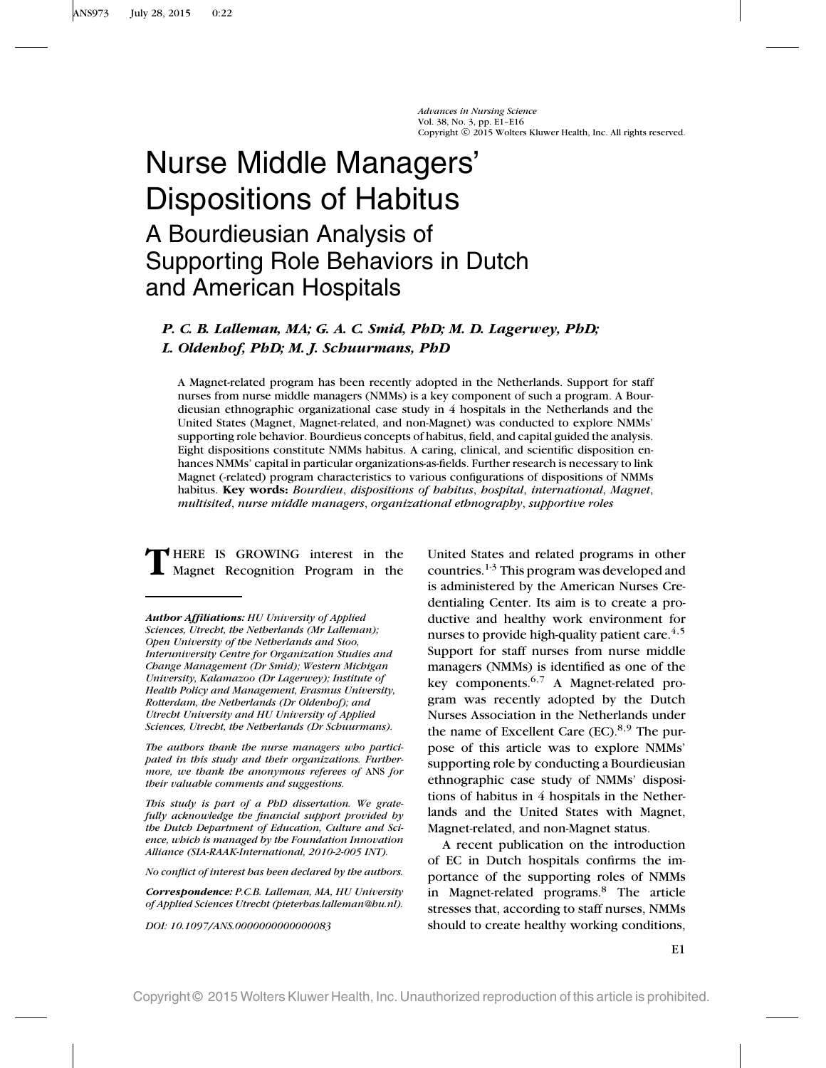# Nurse Middle Managers' Dispositions of Habitus

## A Bourdieusian Analysis of Supporting Role Behaviors in Dutch and American Hospitals

***P. C. B. Lalleman, MA; G. A. C. Smid, PhD; M. D. Lagerwey, PhD; L. Oldenhof, PhD; M. J. Schuurmans, PhD***

A Magnet-related program has been recently adopted in the Netherlands. Support for staff nurses from nurse middle managers (NMMs) is a key component of such a program. A Bourdieusian ethnographic organizational case study in 4 hospitals in the Netherlands and the United States (Magnet, Magnet-related, and non-Magnet) was conducted to explore NMMs' supporting role behavior. Bourdieus concepts of habitus, field, and capital guided the analysis. Eight dispositions constitute NMMs habitus. A caring, clinical, and scientific disposition enhances NMMs' capital in particular organizations-as-fields. Further research is necessary to link Magnet (-related) program characteristics to various configurations of dispositions of NMMs habitus. **Key words:** *Bourdieu*, *dispositions of habitus*, *hospital*, *international*, *Magnet*, *multisited*, *nurse middle managers*, *organizational ethnography*, *supportive roles*

THERE IS GROWING interest in the Magnet Recognition Program in the United States and related programs in other countries.[1-3] This program was developed and is administered by the American Nurses Credentialing Center. Its aim is to create a productive and healthy work environment for nurses to provide high-quality patient care.[4,5] Support for staff nurses from nurse middle managers (NMMs) is identified as one of the key components.[6,7] A Magnet-related program was recently adopted by the Dutch Nurses Association in the Netherlands under the name of Excellent Care (EC).[8,9] The purpose of this article was to explore NMMs' supporting role by conducting a Bourdieusian ethnographic case study of NMMs' dispositions of habitus in 4 hospitals in the Netherlands and the United States with Magnet, Magnet-related, and non-Magnet status.

A recent publication on the introduction of EC in Dutch hospitals confirms the importance of the supporting roles of NMMs in Magnet-related programs.[8] The article stresses that, according to staff nurses, NMMs should to create healthy working conditions,

---

***Author Affiliations:*** *HU University of Applied Sciences, Utrecht, the Netherlands (Mr Lalleman); Open University of the Netherlands and Sioo, Interuniversity Centre for Organization Studies and Change Management (Dr Smid); Western Michigan University, Kalamazoo (Dr Lagerwey); Institute of Health Policy and Management, Erasmus University, Rotterdam, the Netherlands (Dr Oldenhof); and Utrecht University and HU University of Applied Sciences, Utrecht, the Netherlands (Dr Schuurmans).*

*The authors thank the nurse managers who participated in this study and their organizations. Furthermore, we thank the anonymous referees of ANS for their valuable comments and suggestions.*

*This study is part of a PhD dissertation. We gratefully acknowledge the financial support provided by the Dutch Department of Education, Culture and Science, which is managed by the Foundation Innovation Alliance (SIA-RAAK-International, 2010-2-005 INT).*

*No conflict of interest has been declared by the authors.*

***Correspondence:*** *P.C.B. Lalleman, MA, HU University of Applied Sciences Utrecht (pieterbas.lalleman@hu.nl).*

*DOI: 10.1097/ANS.0000000000000083*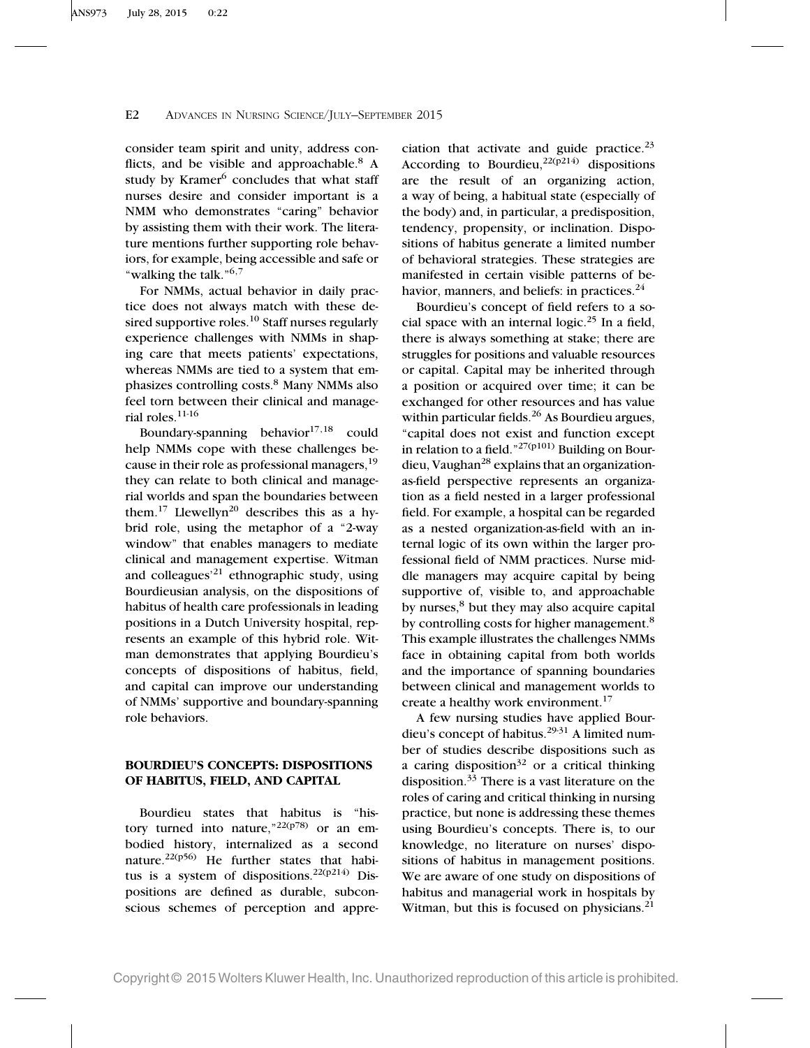consider team spirit and unity, address conflicts, and be visible and approachable.[8] A study by Kramer[6] concludes that what staff nurses desire and consider important is a NMM who demonstrates "caring" behavior by assisting them with their work. The literature mentions further supporting role behaviors, for example, being accessible and safe or "walking the talk."[6,7]

For NMMs, actual behavior in daily practice does not always match with these desired supportive roles.[10] Staff nurses regularly experience challenges with NMMs in shaping care that meets patients' expectations, whereas NMMs are tied to a system that emphasizes controlling costs.[8] Many NMMs also feel torn between their clinical and managerial roles.[11-16]

Boundary-spanning behavior[17,18] could help NMMs cope with these challenges because in their role as professional managers,[19] they can relate to both clinical and managerial worlds and span the boundaries between them.[17] Llewellyn[20] describes this as a hybrid role, using the metaphor of a "2-way window" that enables managers to mediate clinical and management expertise. Witman and colleagues'[21] ethnographic study, using Bourdieusian analysis, on the dispositions of habitus of health care professionals in leading positions in a Dutch University hospital, represents an example of this hybrid role. Witman demonstrates that applying Bourdieu's concepts of dispositions of habitus, field, and capital can improve our understanding of NMMs' supportive and boundary-spanning role behaviors.

## BOURDIEU'S CONCEPTS: DISPOSITIONS OF HABITUS, FIELD, AND CAPITAL

Bourdieu states that habitus is "history turned into nature,"[22(p78)] or an embodied history, internalized as a second nature.[22(p56)] He further states that habitus is a system of dispositions.[22(p214)] Dispositions are defined as durable, subconscious schemes of perception and appreciation that activate and guide practice.[23] According to Bourdieu,[22(p214)] dispositions are the result of an organizing action, a way of being, a habitual state (especially of the body) and, in particular, a predisposition, tendency, propensity, or inclination. Dispositions of habitus generate a limited number of behavioral strategies. These strategies are manifested in certain visible patterns of behavior, manners, and beliefs: in practices.[24]

Bourdieu's concept of field refers to a social space with an internal logic.[25] In a field, there is always something at stake; there are struggles for positions and valuable resources or capital. Capital may be inherited through a position or acquired over time; it can be exchanged for other resources and has value within particular fields.[26] As Bourdieu argues, "capital does not exist and function except in relation to a field."[27(p101)] Building on Bourdieu, Vaughan[28] explains that an organization-as-field perspective represents an organization as a field nested in a larger professional field. For example, a hospital can be regarded as a nested organization-as-field with an internal logic of its own within the larger professional field of NMM practices. Nurse middle managers may acquire capital by being supportive of, visible to, and approachable by nurses,[8] but they may also acquire capital by controlling costs for higher management.[8] This example illustrates the challenges NMMs face in obtaining capital from both worlds and the importance of spanning boundaries between clinical and management worlds to create a healthy work environment.[17]

A few nursing studies have applied Bourdieu's concept of habitus.[29-31] A limited number of studies describe dispositions such as a caring disposition[32] or a critical thinking disposition.[33] There is a vast literature on the roles of caring and critical thinking in nursing practice, but none is addressing these themes using Bourdieu's concepts. There is, to our knowledge, no literature on nurses' dispositions of habitus in management positions. We are aware of one study on dispositions of habitus and managerial work in hospitals by Witman, but this is focused on physicians.[21]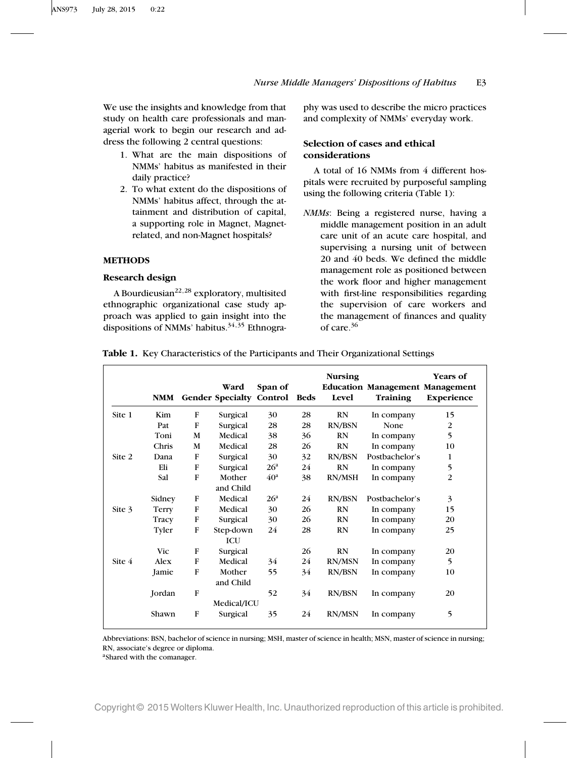We use the insights and knowledge from that study on health care professionals and managerial work to begin our research and address the following 2 central questions:

1. What are the main dispositions of NMMs' habitus as manifested in their daily practice?
2. To what extent do the dispositions of NMMs' habitus affect, through the attainment and distribution of capital, a supporting role in Magnet, Magnet-related, and non-Magnet hospitals?

## METHODS

### Research design

A Bourdieusian[22,28] exploratory, multisited ethnographic organizational case study approach was applied to gain insight into the dispositions of NMMs' habitus.[34,35] Ethnography was used to describe the micro practices and complexity of NMMs' everyday work.

### Selection of cases and ethical considerations

A total of 16 NMMs from 4 different hospitals were recruited by purposeful sampling using the following criteria (Table 1):

*NMMs*: Being a registered nurse, having a middle management position in an adult care unit of an acute care hospital, and supervising a nursing unit of between 20 and 40 beds. We defined the middle management role as positioned between the work floor and higher management with first-line responsibilities regarding the supervision of care workers and the management of finances and quality of care.[36]

**Table 1.** Key Characteristics of the Participants and Their Organizational Settings

| | NMM | Gender | Ward Specialty | Span of Control | Beds | Nursing Education Level | Management Training | Years of Management Experience |
|---|---|---|---|---|---|---|---|---|
| Site 1 | Kim | F | Surgical | 30 | 28 | RN | In company | 15 |
| | Pat | F | Surgical | 28 | 28 | RN/BSN | None | 2 |
| | Toni | M | Medical | 38 | 36 | RN | In company | 5 |
| | Chris | M | Medical | 28 | 26 | RN | In company | 10 |
| Site 2 | Dana | F | Surgical | 30 | 32 | RN/BSN | Postbachelor's | 1 |
| | Eli | F | Surgical | 26[a] | 24 | RN | In company | 5 |
| | Sal | F | Mother and Child | 40[a] | 38 | RN/MSH | In company | 2 |
| | Sidney | F | Medical | 26[a] | 24 | RN/BSN | Postbachelor's | 3 |
| Site 3 | Terry | F | Medical | 30 | 26 | RN | In company | 15 |
| | Tracy | F | Surgical | 30 | 26 | RN | In company | 20 |
| | Tyler | F | Step-down ICU | 24 | 28 | RN | In company | 25 |
| | Vic | F | Surgical | | 26 | RN | In company | 20 |
| Site 4 | Alex | F | Medical | 34 | 24 | RN/MSN | In company | 5 |
| | Jamie | F | Mother and Child | 55 | 34 | RN/BSN | In company | 10 |
| | Jordan | F | Medical/ICU | 52 | 34 | RN/BSN | In company | 20 |
| | Shawn | F | Surgical | 35 | 24 | RN/MSN | In company | 5 |

Abbreviations: BSN, bachelor of science in nursing; MSH, master of science in health; MSN, master of science in nursing; RN, associate's degree or diploma.

[a]Shared with the comanager.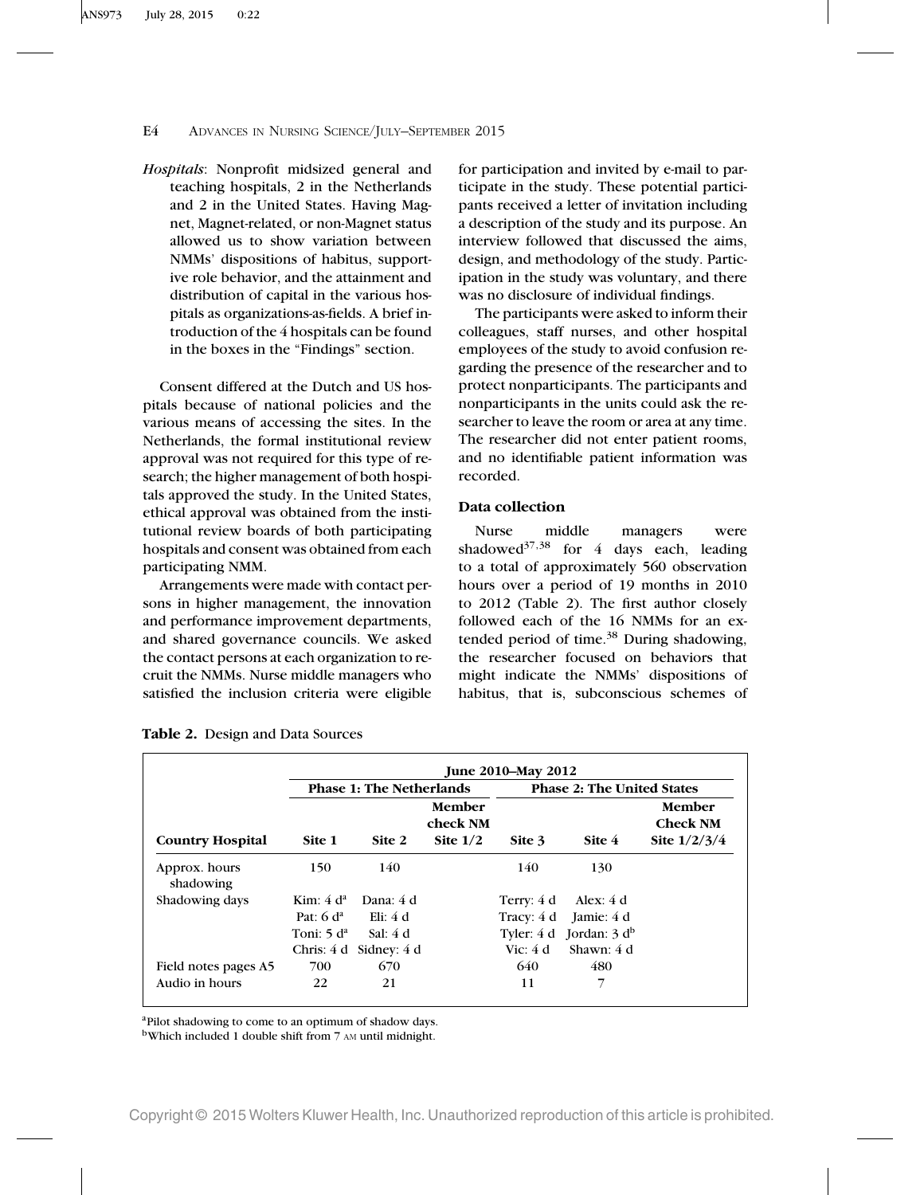*Hospitals*: Nonprofit midsized general and teaching hospitals, 2 in the Netherlands and 2 in the United States. Having Magnet, Magnet-related, or non-Magnet status allowed us to show variation between NMMs' dispositions of habitus, supportive role behavior, and the attainment and distribution of capital in the various hospitals as organizations-as-fields. A brief introduction of the 4 hospitals can be found in the boxes in the "Findings" section.

Consent differed at the Dutch and US hospitals because of national policies and the various means of accessing the sites. In the Netherlands, the formal institutional review approval was not required for this type of research; the higher management of both hospitals approved the study. In the United States, ethical approval was obtained from the institutional review boards of both participating hospitals and consent was obtained from each participating NMM.

Arrangements were made with contact persons in higher management, the innovation and performance improvement departments, and shared governance councils. We asked the contact persons at each organization to recruit the NMMs. Nurse middle managers who satisfied the inclusion criteria were eligible for participation and invited by e-mail to participate in the study. These potential participants received a letter of invitation including a description of the study and its purpose. An interview followed that discussed the aims, design, and methodology of the study. Participation in the study was voluntary, and there was no disclosure of individual findings.

The participants were asked to inform their colleagues, staff nurses, and other hospital employees of the study to avoid confusion regarding the presence of the researcher and to protect nonparticipants. The participants and nonparticipants in the units could ask the researcher to leave the room or area at any time. The researcher did not enter patient rooms, and no identifiable patient information was recorded.

### Data collection

Nurse middle managers were shadowed[37,38] for 4 days each, leading to a total of approximately 560 observation hours over a period of 19 months in 2010 to 2012 (Table 2). The first author closely followed each of the 16 NMMs for an extended period of time.[38] During shadowing, the researcher focused on behaviors that might indicate the NMMs' dispositions of habitus, that is, subconscious schemes of

**Table 2.** Design and Data Sources

| | June 2010–May 2012 | | | | | |
|---|---|---|---|---|---|---|
| | Phase 1: The Netherlands | | | Phase 2: The United States | | |
| **Country Hospital** | **Site 1** | **Site 2** | **Member check NM Site 1/2** | **Site 3** | **Site 4** | **Member Check NM Site 1/2/3/4** |
| Approx. hours shadowing | 150 | 140 | | 140 | 130 | |
| Shadowing days | Kim: 4 d[a] | Dana: 4 d | | Terry: 4 d | Alex: 4 d | |
| | Pat: 6 d[a] | Eli: 4 d | | Tracy: 4 d | Jamie: 4 d | |
| | Toni: 5 d[a] | Sal: 4 d | | Tyler: 4 d | Jordan: 3 d[b] | |
| | Chris: 4 d | Sidney: 4 d | | Vic: 4 d | Shawn: 4 d | |
| Field notes pages A5 | 700 | 670 | | 640 | 480 | |
| Audio in hours | 22 | 21 | | 11 | 7 | |

[a]Pilot shadowing to come to an optimum of shadow days.
[b]Which included 1 double shift from 7 AM until midnight.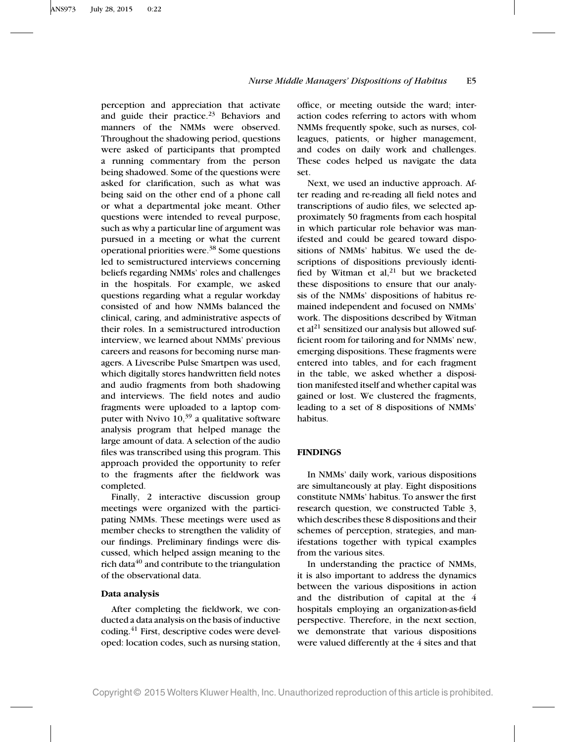perception and appreciation that activate and guide their practice.[23] Behaviors and manners of the NMMs were observed. Throughout the shadowing period, questions were asked of participants that prompted a running commentary from the person being shadowed. Some of the questions were asked for clarification, such as what was being said on the other end of a phone call or what a departmental joke meant. Other questions were intended to reveal purpose, such as why a particular line of argument was pursued in a meeting or what the current operational priorities were.[38] Some questions led to semistructured interviews concerning beliefs regarding NMMs' roles and challenges in the hospitals. For example, we asked questions regarding what a regular workday consisted of and how NMMs balanced the clinical, caring, and administrative aspects of their roles. In a semistructured introduction interview, we learned about NMMs' previous careers and reasons for becoming nurse managers. A Livescribe Pulse Smartpen was used, which digitally stores handwritten field notes and audio fragments from both shadowing and interviews. The field notes and audio fragments were uploaded to a laptop computer with Nvivo 10,[39] a qualitative software analysis program that helped manage the large amount of data. A selection of the audio files was transcribed using this program. This approach provided the opportunity to refer to the fragments after the fieldwork was completed.

Finally, 2 interactive discussion group meetings were organized with the participating NMMs. These meetings were used as member checks to strengthen the validity of our findings. Preliminary findings were discussed, which helped assign meaning to the rich data[40] and contribute to the triangulation of the observational data.

### Data analysis

After completing the fieldwork, we conducted a data analysis on the basis of inductive coding.[41] First, descriptive codes were developed: location codes, such as nursing station, office, or meeting outside the ward; interaction codes referring to actors with whom NMMs frequently spoke, such as nurses, colleagues, patients, or higher management, and codes on daily work and challenges. These codes helped us navigate the data set.

Next, we used an inductive approach. After reading and re-reading all field notes and transcriptions of audio files, we selected approximately 50 fragments from each hospital in which particular role behavior was manifested and could be geared toward dispositions of NMMs' habitus. We used the descriptions of dispositions previously identified by Witman et al,[21] but we bracketed these dispositions to ensure that our analysis of the NMMs' dispositions of habitus remained independent and focused on NMMs' work. The dispositions described by Witman et al[21] sensitized our analysis but allowed sufficient room for tailoring and for NMMs' new, emerging dispositions. These fragments were entered into tables, and for each fragment in the table, we asked whether a disposition manifested itself and whether capital was gained or lost. We clustered the fragments, leading to a set of 8 dispositions of NMMs' habitus.

## FINDINGS

In NMMs' daily work, various dispositions are simultaneously at play. Eight dispositions constitute NMMs' habitus. To answer the first research question, we constructed Table 3, which describes these 8 dispositions and their schemes of perception, strategies, and manifestations together with typical examples from the various sites.

In understanding the practice of NMMs, it is also important to address the dynamics between the various dispositions in action and the distribution of capital at the 4 hospitals employing an organization-as-field perspective. Therefore, in the next section, we demonstrate that various dispositions were valued differently at the 4 sites and that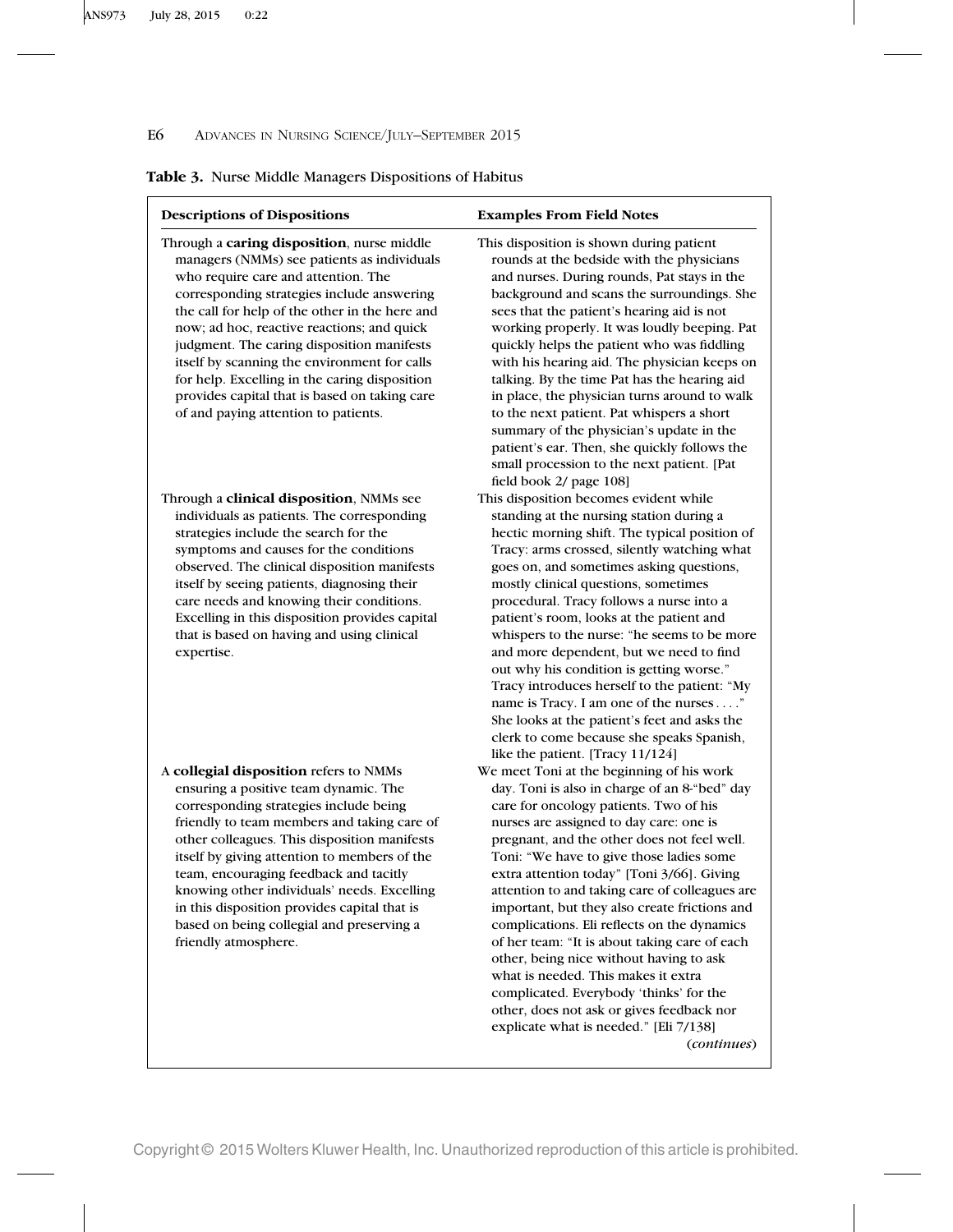**Table 3.** Nurse Middle Managers Dispositions of Habitus

| Descriptions of Dispositions | Examples From Field Notes |
| --- | --- |
| Through a **caring disposition**, nurse middle managers (NMMs) see patients as individuals who require care and attention. The corresponding strategies include answering the call for help of the other in the here and now; ad hoc, reactive reactions; and quick judgment. The caring disposition manifests itself by scanning the environment for calls for help. Excelling in the caring disposition provides capital that is based on taking care of and paying attention to patients. | This disposition is shown during patient rounds at the bedside with the physicians and nurses. During rounds, Pat stays in the background and scans the surroundings. She sees that the patient's hearing aid is not working properly. It was loudly beeping. Pat quickly helps the patient who was fiddling with his hearing aid. The physician keeps on talking. By the time Pat has the hearing aid in place, the physician turns around to walk to the next patient. Pat whispers a short summary of the physician's update in the patient's ear. Then, she quickly follows the small procession to the next patient. [Pat field book 2/ page 108] |
| Through a **clinical disposition**, NMMs see individuals as patients. The corresponding strategies include the search for the symptoms and causes for the conditions observed. The clinical disposition manifests itself by seeing patients, diagnosing their care needs and knowing their conditions. Excelling in this disposition provides capital that is based on having and using clinical expertise. | This disposition becomes evident while standing at the nursing station during a hectic morning shift. The typical position of Tracy: arms crossed, silently watching what goes on, and sometimes asking questions, mostly clinical questions, sometimes procedural. Tracy follows a nurse into a patient's room, looks at the patient and whispers to the nurse: "he seems to be more and more dependent, but we need to find out why his condition is getting worse." Tracy introduces herself to the patient: "My name is Tracy. I am one of the nurses . . . ." She looks at the patient's feet and asks the clerk to come because she speaks Spanish, like the patient. [Tracy 11/124] |
| A **collegial disposition** refers to NMMs ensuring a positive team dynamic. The corresponding strategies include being friendly to team members and taking care of other colleagues. This disposition manifests itself by giving attention to members of the team, encouraging feedback and tacitly knowing other individuals' needs. Excelling in this disposition provides capital that is based on being collegial and preserving a friendly atmosphere. | We meet Toni at the beginning of his work day. Toni is also in charge of an 8-"bed" day care for oncology patients. Two of his nurses are assigned to day care: one is pregnant, and the other does not feel well. Toni: "We have to give those ladies some extra attention today" [Toni 3/66]. Giving attention to and taking care of colleagues are important, but they also create frictions and complications. Eli reflects on the dynamics of her team: "It is about taking care of each other, being nice without having to ask what is needed. This makes it extra complicated. Everybody 'thinks' for the other, does not ask or gives feedback nor explicate what is needed." [Eli 7/138] |

(*continues*)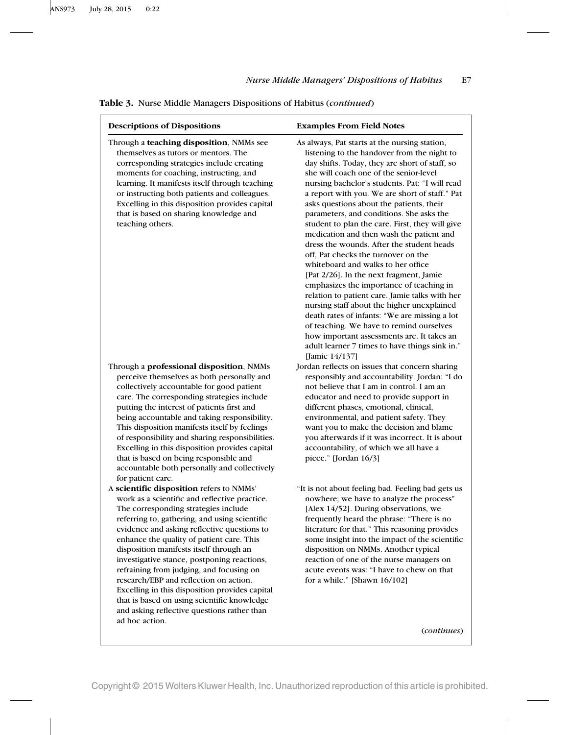**Table 3.** Nurse Middle Managers Dispositions of Habitus (*continued*)

| Descriptions of Dispositions | Examples From Field Notes |
|---|---|
| Through a **teaching disposition**, NMMs see themselves as tutors or mentors. The corresponding strategies include creating moments for coaching, instructing, and learning. It manifests itself through teaching or instructing both patients and colleagues. Excelling in this disposition provides capital that is based on sharing knowledge and teaching others. | As always, Pat starts at the nursing station, listening to the handover from the night to day shifts. Today, they are short of staff, so she will coach one of the senior-level nursing bachelor's students. Pat: "I will read a report with you. We are short of staff." Pat asks questions about the patients, their parameters, and conditions. She asks the student to plan the care. First, they will give medication and then wash the patient and dress the wounds. After the student heads off, Pat checks the turnover on the whiteboard and walks to her office [Pat 2/26]. In the next fragment, Jamie emphasizes the importance of teaching in relation to patient care. Jamie talks with her nursing staff about the higher unexplained death rates of infants: "We are missing a lot of teaching. We have to remind ourselves how important assessments are. It takes an adult learner 7 times to have things sink in." [Jamie 14/137] |
| Through a **professional disposition**, NMMs perceive themselves as both personally and collectively accountable for good patient care. The corresponding strategies include putting the interest of patients first and being accountable and taking responsibility. This disposition manifests itself by feelings of responsibility and sharing responsibilities. Excelling in this disposition provides capital that is based on being responsible and accountable both personally and collectively for patient care. | Jordan reflects on issues that concern sharing responsibly and accountability. Jordan: "I do not believe that I am in control. I am an educator and need to provide support in different phases, emotional, clinical, environmental, and patient safety. They want you to make the decision and blame you afterwards if it was incorrect. It is about accountability, of which we all have a piece." [Jordan 16/3] |
| A **scientific disposition** refers to NMMs' work as a scientific and reflective practice. The corresponding strategies include referring to, gathering, and using scientific evidence and asking reflective questions to enhance the quality of patient care. This disposition manifests itself through an investigative stance, postponing reactions, refraining from judging, and focusing on research/EBP and reflection on action. Excelling in this disposition provides capital that is based on using scientific knowledge and asking reflective questions rather than ad hoc action. | "It is not about feeling bad. Feeling bad gets us nowhere; we have to analyze the process" [Alex 14/52]. During observations, we frequently heard the phrase: "There is no literature for that." This reasoning provides some insight into the impact of the scientific disposition on NMMs. Another typical reaction of one of the nurse managers on acute events was: "I have to chew on that for a while." [Shawn 16/102] |

(*continues*)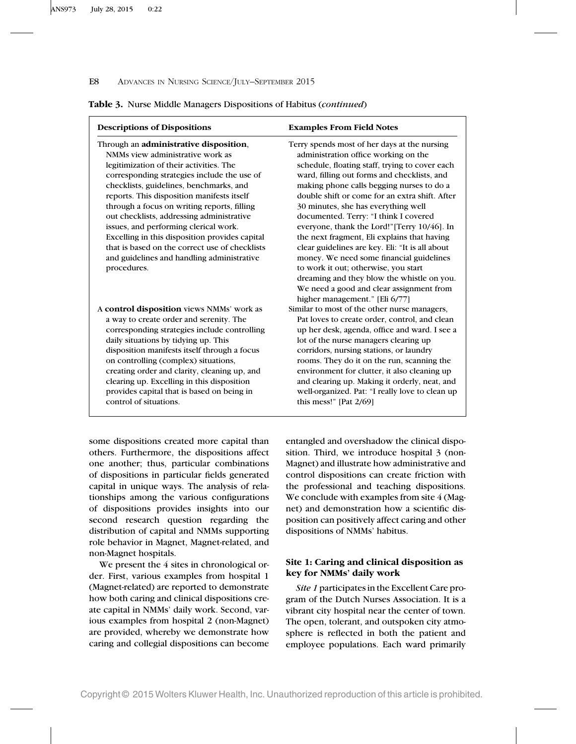**Table 3.** Nurse Middle Managers Dispositions of Habitus (*continued*)

| Descriptions of Dispositions | Examples From Field Notes |
|---|---|
| Through an **administrative disposition**, NMMs view administrative work as legitimization of their activities. The corresponding strategies include the use of checklists, guidelines, benchmarks, and reports. This disposition manifests itself through a focus on writing reports, filling out checklists, addressing administrative issues, and performing clerical work. Excelling in this disposition provides capital that is based on the correct use of checklists and guidelines and handling administrative procedures. | Terry spends most of her days at the nursing administration office working on the schedule, floating staff, trying to cover each ward, filling out forms and checklists, and making phone calls begging nurses to do a double shift or come for an extra shift. After 30 minutes, she has everything well documented. Terry: "I think I covered everyone, thank the Lord!"[Terry 10/46]. In the next fragment, Eli explains that having clear guidelines are key. Eli: "It is all about money. We need some financial guidelines to work it out; otherwise, you start dreaming and they blow the whistle on you. We need a good and clear assignment from higher management." [Eli 6/77] |
| A **control disposition** views NMMs' work as a way to create order and serenity. The corresponding strategies include controlling daily situations by tidying up. This disposition manifests itself through a focus on controlling (complex) situations, creating order and clarity, cleaning up, and clearing up. Excelling in this disposition provides capital that is based on being in control of situations. | Similar to most of the other nurse managers, Pat loves to create order, control, and clean up her desk, agenda, office and ward. I see a lot of the nurse managers clearing up corridors, nursing stations, or laundry rooms. They do it on the run, scanning the environment for clutter, it also cleaning up and clearing up. Making it orderly, neat, and well-organized. Pat: "I really love to clean up this mess!" [Pat 2/69] |

some dispositions created more capital than others. Furthermore, the dispositions affect one another; thus, particular combinations of dispositions in particular fields generated capital in unique ways. The analysis of relationships among the various configurations of dispositions provides insights into our second research question regarding the distribution of capital and NMMs supporting role behavior in Magnet, Magnet-related, and non-Magnet hospitals.

We present the 4 sites in chronological order. First, various examples from hospital 1 (Magnet-related) are reported to demonstrate how both caring and clinical dispositions create capital in NMMs' daily work. Second, various examples from hospital 2 (non-Magnet) are provided, whereby we demonstrate how caring and collegial dispositions can become entangled and overshadow the clinical disposition. Third, we introduce hospital 3 (non-Magnet) and illustrate how administrative and control dispositions can create friction with the professional and teaching dispositions. We conclude with examples from site 4 (Magnet) and demonstration how a scientific disposition can positively affect caring and other dispositions of NMMs' habitus.

### Site 1: Caring and clinical disposition as key for NMMs' daily work

*Site 1* participates in the Excellent Care program of the Dutch Nurses Association. It is a vibrant city hospital near the center of town. The open, tolerant, and outspoken city atmosphere is reflected in both the patient and employee populations. Each ward primarily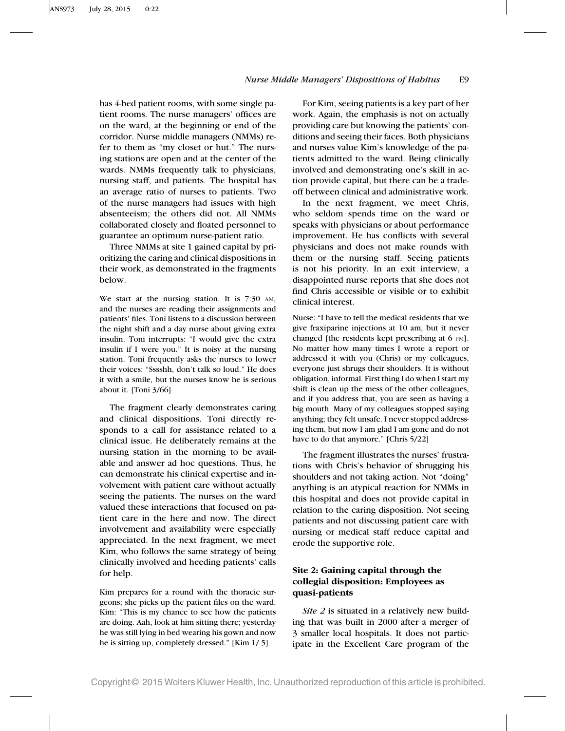has 4-bed patient rooms, with some single patient rooms. The nurse managers' offices are on the ward, at the beginning or end of the corridor. Nurse middle managers (NMMs) refer to them as "my closet or hut." The nursing stations are open and at the center of the wards. NMMs frequently talk to physicians, nursing staff, and patients. The hospital has an average ratio of nurses to patients. Two of the nurse managers had issues with high absenteeism; the others did not. All NMMs collaborated closely and floated personnel to guarantee an optimum nurse-patient ratio.

Three NMMs at site 1 gained capital by prioritizing the caring and clinical dispositions in their work, as demonstrated in the fragments below.

> We start at the nursing station. It is 7:30 AM, and the nurses are reading their assignments and patients' files. Toni listens to a discussion between the night shift and a day nurse about giving extra insulin. Toni interrupts: "I would give the extra insulin if I were you." It is noisy at the nursing station. Toni frequently asks the nurses to lower their voices: "Sssshh, don't talk so loud." He does it with a smile, but the nurses know he is serious about it. [Toni 3/66]

The fragment clearly demonstrates caring and clinical dispositions. Toni directly responds to a call for assistance related to a clinical issue. He deliberately remains at the nursing station in the morning to be available and answer ad hoc questions. Thus, he can demonstrate his clinical expertise and involvement with patient care without actually seeing the patients. The nurses on the ward valued these interactions that focused on patient care in the here and now. The direct involvement and availability were especially appreciated. In the next fragment, we meet Kim, who follows the same strategy of being clinically involved and heeding patients' calls for help.

> Kim prepares for a round with the thoracic surgeons; she picks up the patient files on the ward. Kim: "This is my chance to see how the patients are doing. Aah, look at him sitting there; yesterday he was still lying in bed wearing his gown and now he is sitting up, completely dressed." [Kim 1/ 5]

For Kim, seeing patients is a key part of her work. Again, the emphasis is not on actually providing care but knowing the patients' conditions and seeing their faces. Both physicians and nurses value Kim's knowledge of the patients admitted to the ward. Being clinically involved and demonstrating one's skill in action provide capital, but there can be a tradeoff between clinical and administrative work.

In the next fragment, we meet Chris, who seldom spends time on the ward or speaks with physicians or about performance improvement. He has conflicts with several physicians and does not make rounds with them or the nursing staff. Seeing patients is not his priority. In an exit interview, a disappointed nurse reports that she does not find Chris accessible or visible or to exhibit clinical interest.

> Nurse: "I have to tell the medical residents that we give fraxiparine injections at 10 am, but it never changed [the residents kept prescribing at 6 PM]. No matter how many times I wrote a report or addressed it with you (Chris) or my colleagues, everyone just shrugs their shoulders. It is without obligation, informal. First thing I do when I start my shift is clean up the mess of the other colleagues, and if you address that, you are seen as having a big mouth. Many of my colleagues stopped saying anything; they felt unsafe. I never stopped addressing them, but now I am glad I am gone and do not have to do that anymore." [Chris 5/22]

The fragment illustrates the nurses' frustrations with Chris's behavior of shrugging his shoulders and not taking action. Not "doing" anything is an atypical reaction for NMMs in this hospital and does not provide capital in relation to the caring disposition. Not seeing patients and not discussing patient care with nursing or medical staff reduce capital and erode the supportive role.

### Site 2: Gaining capital through the collegial disposition: Employees as quasi-patients

*Site 2* is situated in a relatively new building that was built in 2000 after a merger of 3 smaller local hospitals. It does not participate in the Excellent Care program of the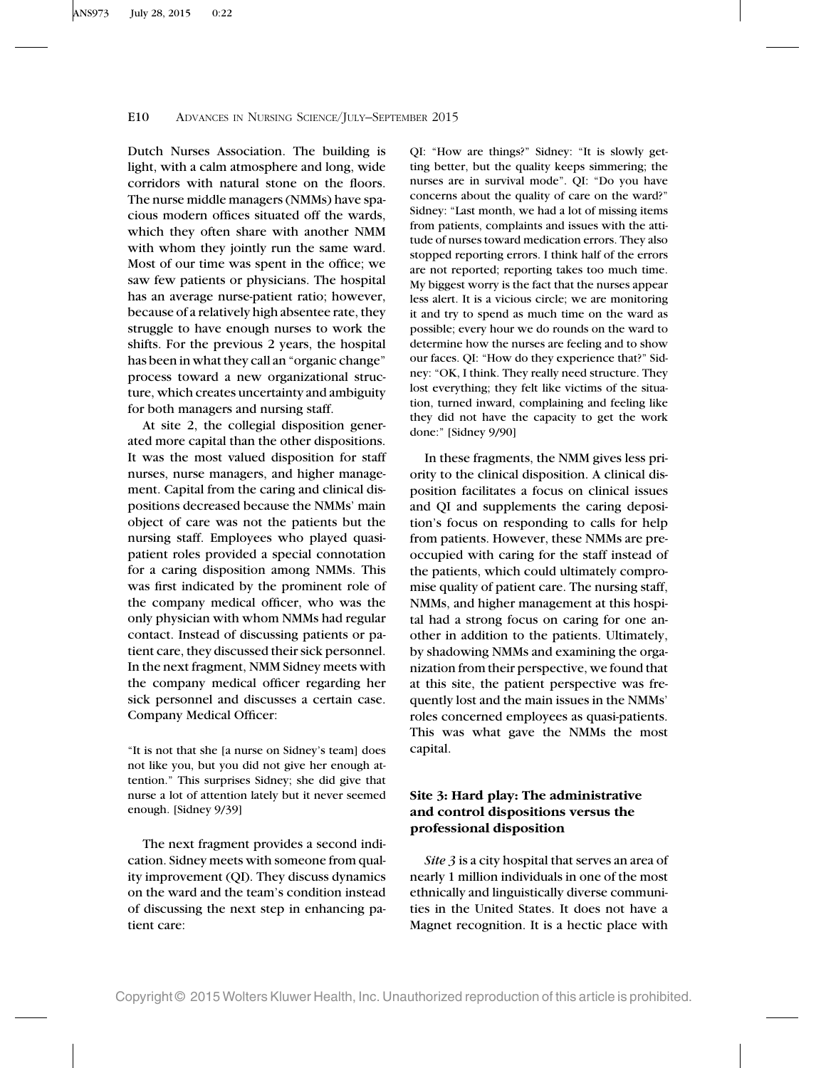Dutch Nurses Association. The building is light, with a calm atmosphere and long, wide corridors with natural stone on the floors. The nurse middle managers (NMMs) have spacious modern offices situated off the wards, which they often share with another NMM with whom they jointly run the same ward. Most of our time was spent in the office; we saw few patients or physicians. The hospital has an average nurse-patient ratio; however, because of a relatively high absentee rate, they struggle to have enough nurses to work the shifts. For the previous 2 years, the hospital has been in what they call an "organic change" process toward a new organizational structure, which creates uncertainty and ambiguity for both managers and nursing staff.

At site 2, the collegial disposition generated more capital than the other dispositions. It was the most valued disposition for staff nurses, nurse managers, and higher management. Capital from the caring and clinical dispositions decreased because the NMMs' main object of care was not the patients but the nursing staff. Employees who played quasi-patient roles provided a special connotation for a caring disposition among NMMs. This was first indicated by the prominent role of the company medical officer, who was the only physician with whom NMMs had regular contact. Instead of discussing patients or patient care, they discussed their sick personnel. In the next fragment, NMM Sidney meets with the company medical officer regarding her sick personnel and discusses a certain case. Company Medical Officer:

> "It is not that she [a nurse on Sidney's team] does not like you, but you did not give her enough attention." This surprises Sidney; she did give that nurse a lot of attention lately but it never seemed enough. [Sidney 9/39]

The next fragment provides a second indication. Sidney meets with someone from quality improvement (QI). They discuss dynamics on the ward and the team's condition instead of discussing the next step in enhancing patient care:

> QI: "How are things?" Sidney: "It is slowly getting better, but the quality keeps simmering; the nurses are in survival mode". QI: "Do you have concerns about the quality of care on the ward?" Sidney: "Last month, we had a lot of missing items from patients, complaints and issues with the attitude of nurses toward medication errors. They also stopped reporting errors. I think half of the errors are not reported; reporting takes too much time. My biggest worry is the fact that the nurses appear less alert. It is a vicious circle; we are monitoring it and try to spend as much time on the ward as possible; every hour we do rounds on the ward to determine how the nurses are feeling and to show our faces. QI: "How do they experience that?" Sidney: "OK, I think. They really need structure. They lost everything; they felt like victims of the situation, turned inward, complaining and feeling like they did not have the capacity to get the work done:" [Sidney 9/90]

In these fragments, the NMM gives less priority to the clinical disposition. A clinical disposition facilitates a focus on clinical issues and QI and supplements the caring deposition's focus on responding to calls for help from patients. However, these NMMs are preoccupied with caring for the staff instead of the patients, which could ultimately compromise quality of patient care. The nursing staff, NMMs, and higher management at this hospital had a strong focus on caring for one another in addition to the patients. Ultimately, by shadowing NMMs and examining the organization from their perspective, we found that at this site, the patient perspective was frequently lost and the main issues in the NMMs' roles concerned employees as quasi-patients. This was what gave the NMMs the most capital.

### Site 3: Hard play: The administrative and control dispositions versus the professional disposition

*Site 3* is a city hospital that serves an area of nearly 1 million individuals in one of the most ethnically and linguistically diverse communities in the United States. It does not have a Magnet recognition. It is a hectic place with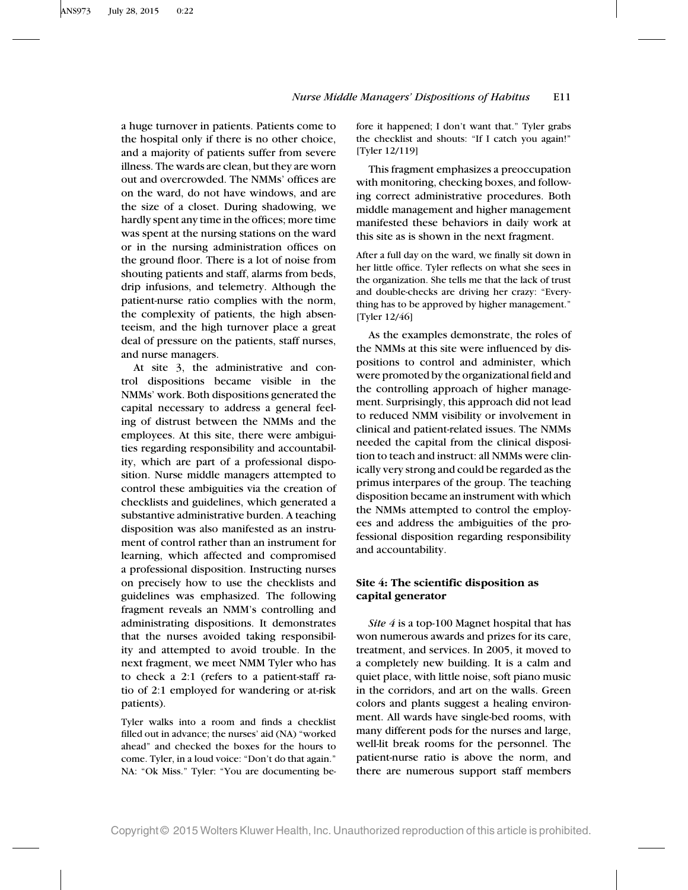a huge turnover in patients. Patients come to the hospital only if there is no other choice, and a majority of patients suffer from severe illness. The wards are clean, but they are worn out and overcrowded. The NMMs' offices are on the ward, do not have windows, and are the size of a closet. During shadowing, we hardly spent any time in the offices; more time was spent at the nursing stations on the ward or in the nursing administration offices on the ground floor. There is a lot of noise from shouting patients and staff, alarms from beds, drip infusions, and telemetry. Although the patient-nurse ratio complies with the norm, the complexity of patients, the high absenteeism, and the high turnover place a great deal of pressure on the patients, staff nurses, and nurse managers.

At site 3, the administrative and control dispositions became visible in the NMMs' work. Both dispositions generated the capital necessary to address a general feeling of distrust between the NMMs and the employees. At this site, there were ambiguities regarding responsibility and accountability, which are part of a professional disposition. Nurse middle managers attempted to control these ambiguities via the creation of checklists and guidelines, which generated a substantive administrative burden. A teaching disposition was also manifested as an instrument of control rather than an instrument for learning, which affected and compromised a professional disposition. Instructing nurses on precisely how to use the checklists and guidelines was emphasized. The following fragment reveals an NMM's controlling and administrating dispositions. It demonstrates that the nurses avoided taking responsibility and attempted to avoid trouble. In the next fragment, we meet NMM Tyler who has to check a 2:1 (refers to a patient-staff ratio of 2:1 employed for wandering or at-risk patients).

> Tyler walks into a room and finds a checklist filled out in advance; the nurses' aid (NA) "worked ahead" and checked the boxes for the hours to come. Tyler, in a loud voice: "Don't do that again." NA: "Ok Miss." Tyler: "You are documenting before it happened; I don't want that." Tyler grabs the checklist and shouts: "If I catch you again!" [Tyler 12/119]

This fragment emphasizes a preoccupation with monitoring, checking boxes, and following correct administrative procedures. Both middle management and higher management manifested these behaviors in daily work at this site as is shown in the next fragment.

> After a full day on the ward, we finally sit down in her little office. Tyler reflects on what she sees in the organization. She tells me that the lack of trust and double-checks are driving her crazy: "Everything has to be approved by higher management." [Tyler 12/46]

As the examples demonstrate, the roles of the NMMs at this site were influenced by dispositions to control and administer, which were promoted by the organizational field and the controlling approach of higher management. Surprisingly, this approach did not lead to reduced NMM visibility or involvement in clinical and patient-related issues. The NMMs needed the capital from the clinical disposition to teach and instruct: all NMMs were clinically very strong and could be regarded as the primus interpares of the group. The teaching disposition became an instrument with which the NMMs attempted to control the employees and address the ambiguities of the professional disposition regarding responsibility and accountability.

### Site 4: The scientific disposition as capital generator

*Site 4* is a top-100 Magnet hospital that has won numerous awards and prizes for its care, treatment, and services. In 2005, it moved to a completely new building. It is a calm and quiet place, with little noise, soft piano music in the corridors, and art on the walls. Green colors and plants suggest a healing environment. All wards have single-bed rooms, with many different pods for the nurses and large, well-lit break rooms for the personnel. The patient-nurse ratio is above the norm, and there are numerous support staff members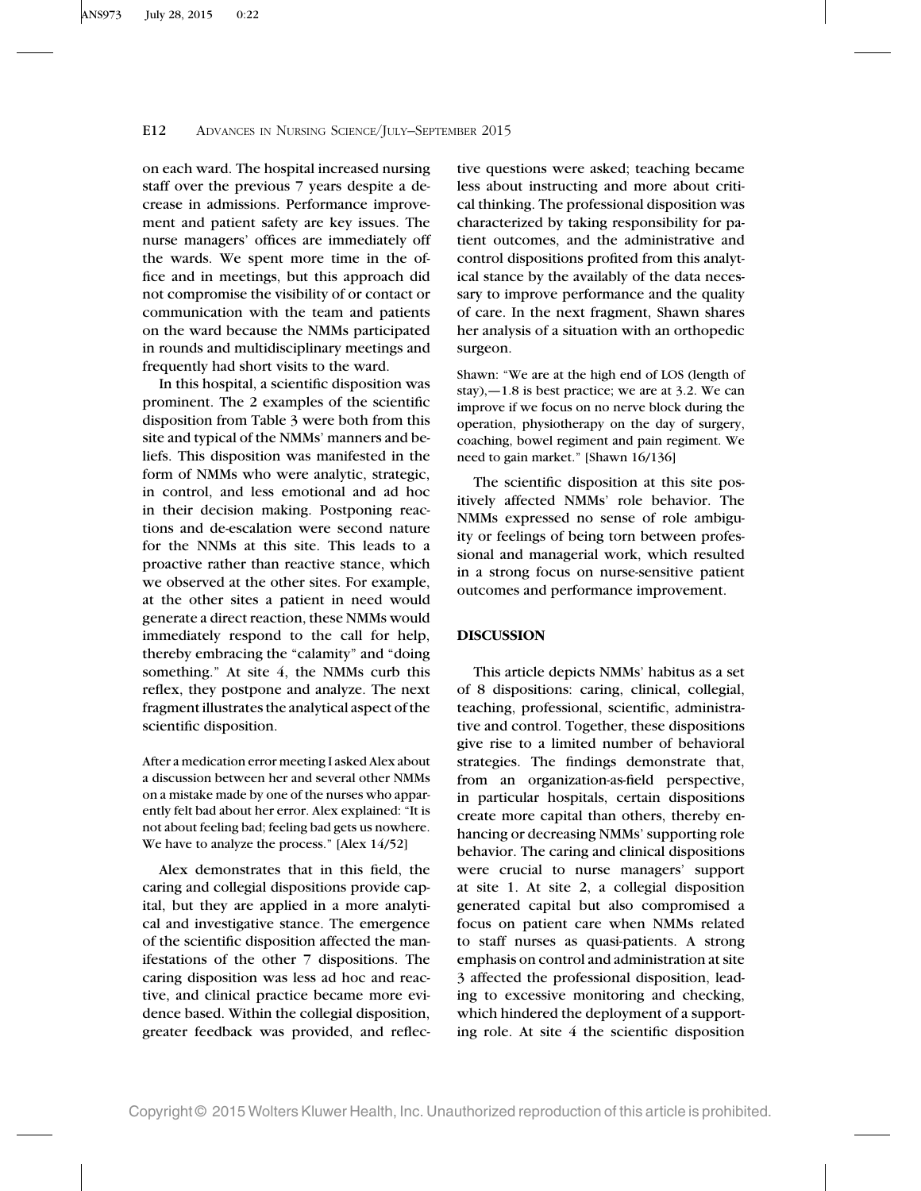on each ward. The hospital increased nursing staff over the previous 7 years despite a decrease in admissions. Performance improvement and patient safety are key issues. The nurse managers' offices are immediately off the wards. We spent more time in the office and in meetings, but this approach did not compromise the visibility of or contact or communication with the team and patients on the ward because the NMMs participated in rounds and multidisciplinary meetings and frequently had short visits to the ward.

In this hospital, a scientific disposition was prominent. The 2 examples of the scientific disposition from Table 3 were both from this site and typical of the NMMs' manners and beliefs. This disposition was manifested in the form of NMMs who were analytic, strategic, in control, and less emotional and ad hoc in their decision making. Postponing reactions and de-escalation were second nature for the NNMs at this site. This leads to a proactive rather than reactive stance, which we observed at the other sites. For example, at the other sites a patient in need would generate a direct reaction, these NMMs would immediately respond to the call for help, thereby embracing the "calamity" and "doing something." At site 4, the NMMs curb this reflex, they postpone and analyze. The next fragment illustrates the analytical aspect of the scientific disposition.

After a medication error meeting I asked Alex about a discussion between her and several other NMMs on a mistake made by one of the nurses who apparently felt bad about her error. Alex explained: "It is not about feeling bad; feeling bad gets us nowhere. We have to analyze the process." [Alex 14/52]

Alex demonstrates that in this field, the caring and collegial dispositions provide capital, but they are applied in a more analytical and investigative stance. The emergence of the scientific disposition affected the manifestations of the other 7 dispositions. The caring disposition was less ad hoc and reactive, and clinical practice became more evidence based. Within the collegial disposition, greater feedback was provided, and reflective questions were asked; teaching became less about instructing and more about critical thinking. The professional disposition was characterized by taking responsibility for patient outcomes, and the administrative and control dispositions profited from this analytical stance by the availably of the data necessary to improve performance and the quality of care. In the next fragment, Shawn shares her analysis of a situation with an orthopedic surgeon.

Shawn: "We are at the high end of LOS (length of stay),—1.8 is best practice; we are at 3.2. We can improve if we focus on no nerve block during the operation, physiotherapy on the day of surgery, coaching, bowel regiment and pain regiment. We need to gain market." [Shawn 16/136]

The scientific disposition at this site positively affected NMMs' role behavior. The NMMs expressed no sense of role ambiguity or feelings of being torn between professional and managerial work, which resulted in a strong focus on nurse-sensitive patient outcomes and performance improvement.

## DISCUSSION

This article depicts NMMs' habitus as a set of 8 dispositions: caring, clinical, collegial, teaching, professional, scientific, administrative and control. Together, these dispositions give rise to a limited number of behavioral strategies. The findings demonstrate that, from an organization-as-field perspective, in particular hospitals, certain dispositions create more capital than others, thereby enhancing or decreasing NMMs' supporting role behavior. The caring and clinical dispositions were crucial to nurse managers' support at site 1. At site 2, a collegial disposition generated capital but also compromised a focus on patient care when NMMs related to staff nurses as quasi-patients. A strong emphasis on control and administration at site 3 affected the professional disposition, leading to excessive monitoring and checking, which hindered the deployment of a supporting role. At site 4 the scientific disposition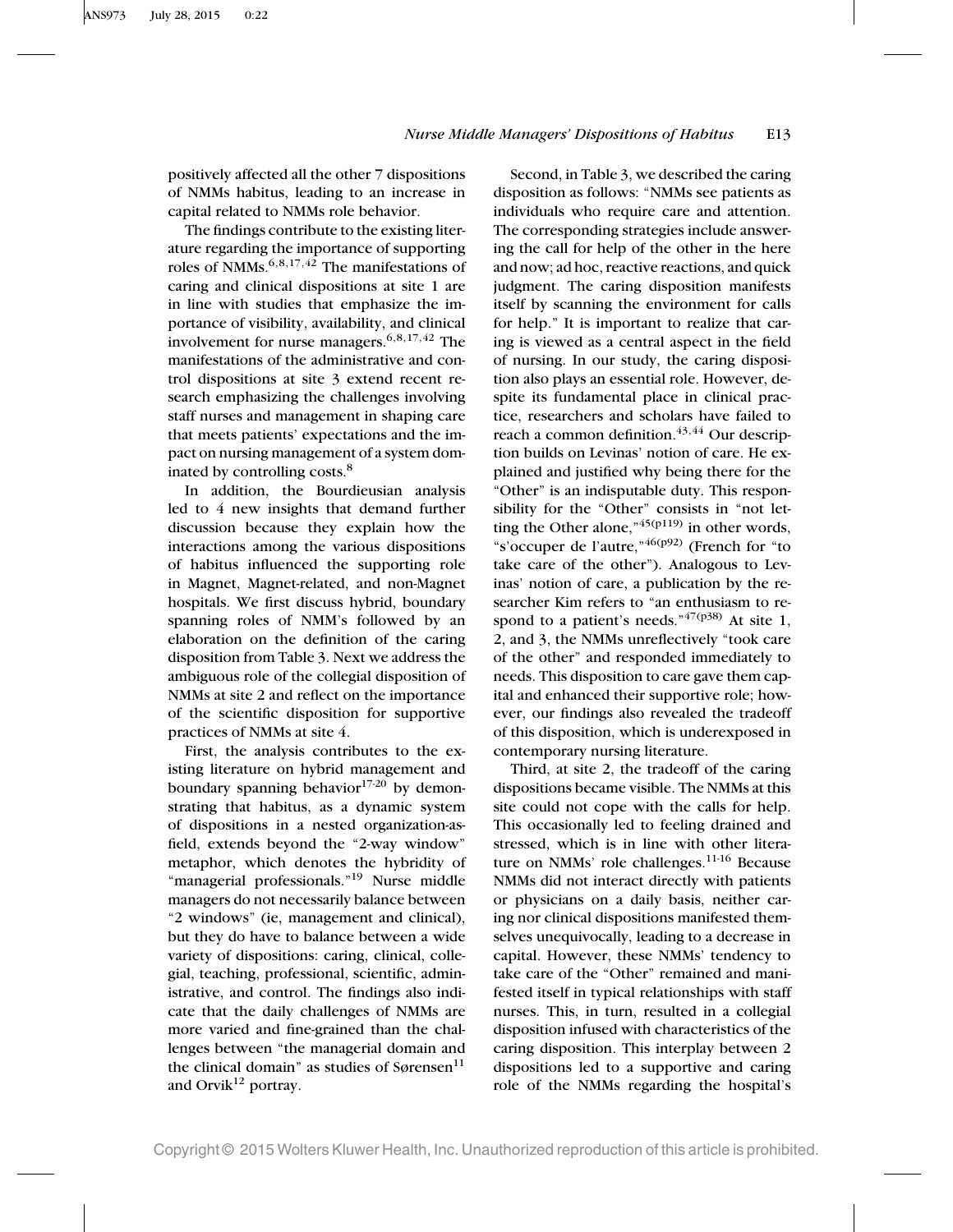positively affected all the other 7 dispositions of NMMs habitus, leading to an increase in capital related to NMMs role behavior.

The findings contribute to the existing literature regarding the importance of supporting roles of NMMs.[6,8,17,42] The manifestations of caring and clinical dispositions at site 1 are in line with studies that emphasize the importance of visibility, availability, and clinical involvement for nurse managers.[6,8,17,42] The manifestations of the administrative and control dispositions at site 3 extend recent research emphasizing the challenges involving staff nurses and management in shaping care that meets patients' expectations and the impact on nursing management of a system dominated by controlling costs.[8]

In addition, the Bourdieusian analysis led to 4 new insights that demand further discussion because they explain how the interactions among the various dispositions of habitus influenced the supporting role in Magnet, Magnet-related, and non-Magnet hospitals. We first discuss hybrid, boundary spanning roles of NMM's followed by an elaboration on the definition of the caring disposition from Table 3. Next we address the ambiguous role of the collegial disposition of NMMs at site 2 and reflect on the importance of the scientific disposition for supportive practices of NMMs at site 4.

First, the analysis contributes to the existing literature on hybrid management and boundary spanning behavior[17-20] by demonstrating that habitus, as a dynamic system of dispositions in a nested organization-as-field, extends beyond the "2-way window" metaphor, which denotes the hybridity of "managerial professionals."[19] Nurse middle managers do not necessarily balance between "2 windows" (ie, management and clinical), but they do have to balance between a wide variety of dispositions: caring, clinical, collegial, teaching, professional, scientific, administrative, and control. The findings also indicate that the daily challenges of NMMs are more varied and fine-grained than the challenges between "the managerial domain and the clinical domain" as studies of Sørensen[11] and Orvik[12] portray.

Second, in Table 3, we described the caring disposition as follows: "NMMs see patients as individuals who require care and attention. The corresponding strategies include answering the call for help of the other in the here and now; ad hoc, reactive reactions, and quick judgment. The caring disposition manifests itself by scanning the environment for calls for help." It is important to realize that caring is viewed as a central aspect in the field of nursing. In our study, the caring disposition also plays an essential role. However, despite its fundamental place in clinical practice, researchers and scholars have failed to reach a common definition.[43,44] Our description builds on Levinas' notion of care. He explained and justified why being there for the "Other" is an indisputable duty. This responsibility for the "Other" consists in "not letting the Other alone,"[45(p119)] in other words, "s'occuper de l'autre,"[46(p92)] (French for "to take care of the other"). Analogous to Levinas' notion of care, a publication by the researcher Kim refers to "an enthusiasm to respond to a patient's needs."[47(p38)] At site 1, 2, and 3, the NMMs unreflectively "took care of the other" and responded immediately to needs. This disposition to care gave them capital and enhanced their supportive role; however, our findings also revealed the tradeoff of this disposition, which is underexposed in contemporary nursing literature.

Third, at site 2, the tradeoff of the caring dispositions became visible. The NMMs at this site could not cope with the calls for help. This occasionally led to feeling drained and stressed, which is in line with other literature on NMMs' role challenges.[11-16] Because NMMs did not interact directly with patients or physicians on a daily basis, neither caring nor clinical dispositions manifested themselves unequivocally, leading to a decrease in capital. However, these NMMs' tendency to take care of the "Other" remained and manifested itself in typical relationships with staff nurses. This, in turn, resulted in a collegial disposition infused with characteristics of the caring disposition. This interplay between 2 dispositions led to a supportive and caring role of the NMMs regarding the hospital's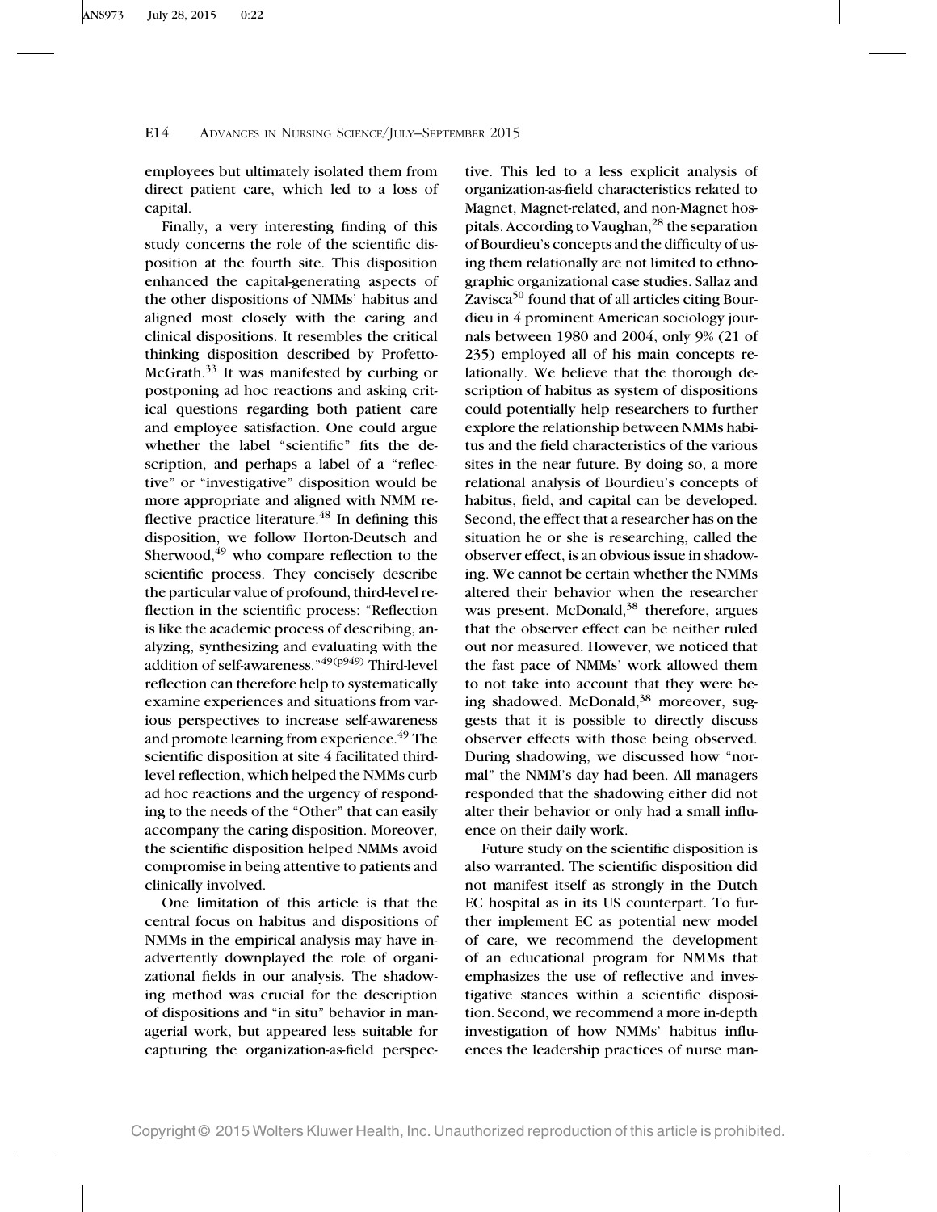employees but ultimately isolated them from direct patient care, which led to a loss of capital.

Finally, a very interesting finding of this study concerns the role of the scientific disposition at the fourth site. This disposition enhanced the capital-generating aspects of the other dispositions of NMMs' habitus and aligned most closely with the caring and clinical dispositions. It resembles the critical thinking disposition described by Profetto-McGrath.[33] It was manifested by curbing or postponing ad hoc reactions and asking critical questions regarding both patient care and employee satisfaction. One could argue whether the label "scientific" fits the description, and perhaps a label of a "reflective" or "investigative" disposition would be more appropriate and aligned with NMM reflective practice literature.[48] In defining this disposition, we follow Horton-Deutsch and Sherwood,[49] who compare reflection to the scientific process. They concisely describe the particular value of profound, third-level reflection in the scientific process: "Reflection is like the academic process of describing, analyzing, synthesizing and evaluating with the addition of self-awareness."[49(p949)] Third-level reflection can therefore help to systematically examine experiences and situations from various perspectives to increase self-awareness and promote learning from experience.[49] The scientific disposition at site 4 facilitated third-level reflection, which helped the NMMs curb ad hoc reactions and the urgency of responding to the needs of the "Other" that can easily accompany the caring disposition. Moreover, the scientific disposition helped NMMs avoid compromise in being attentive to patients and clinically involved.

One limitation of this article is that the central focus on habitus and dispositions of NMMs in the empirical analysis may have inadvertently downplayed the role of organizational fields in our analysis. The shadowing method was crucial for the description of dispositions and "in situ" behavior in managerial work, but appeared less suitable for capturing the organization-as-field perspective. This led to a less explicit analysis of organization-as-field characteristics related to Magnet, Magnet-related, and non-Magnet hospitals. According to Vaughan,[28] the separation of Bourdieu's concepts and the difficulty of using them relationally are not limited to ethnographic organizational case studies. Sallaz and Zavisca[50] found that of all articles citing Bourdieu in 4 prominent American sociology journals between 1980 and 2004, only 9% (21 of 235) employed all of his main concepts relationally. We believe that the thorough description of habitus as system of dispositions could potentially help researchers to further explore the relationship between NMMs habitus and the field characteristics of the various sites in the near future. By doing so, a more relational analysis of Bourdieu's concepts of habitus, field, and capital can be developed. Second, the effect that a researcher has on the situation he or she is researching, called the observer effect, is an obvious issue in shadowing. We cannot be certain whether the NMMs altered their behavior when the researcher was present. McDonald,[38] therefore, argues that the observer effect can be neither ruled out nor measured. However, we noticed that the fast pace of NMMs' work allowed them to not take into account that they were being shadowed. McDonald,[38] moreover, suggests that it is possible to directly discuss observer effects with those being observed. During shadowing, we discussed how "normal" the NMM's day had been. All managers responded that the shadowing either did not alter their behavior or only had a small influence on their daily work.

Future study on the scientific disposition is also warranted. The scientific disposition did not manifest itself as strongly in the Dutch EC hospital as in its US counterpart. To further implement EC as potential new model of care, we recommend the development of an educational program for NMMs that emphasizes the use of reflective and investigative stances within a scientific disposition. Second, we recommend a more in-depth investigation of how NMMs' habitus influences the leadership practices of nurse man-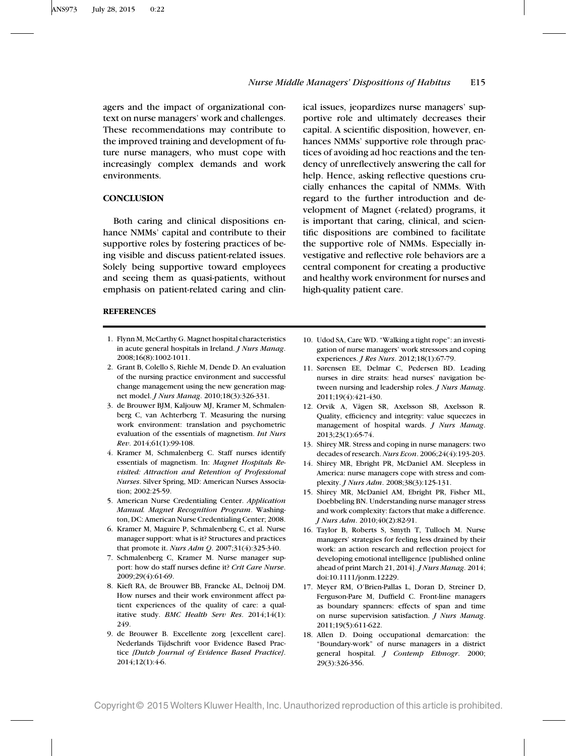agers and the impact of organizational context on nurse managers' work and challenges. These recommendations may contribute to the improved training and development of future nurse managers, who must cope with increasingly complex demands and work environments.

## CONCLUSION

Both caring and clinical dispositions enhance NMMs' capital and contribute to their supportive roles by fostering practices of being visible and discuss patient-related issues. Solely being supportive toward employees and seeing them as quasi-patients, without emphasis on patient-related caring and clinical issues, jeopardizes nurse managers' supportive role and ultimately decreases their capital. A scientific disposition, however, enhances NMMs' supportive role through practices of avoiding ad hoc reactions and the tendency of unreflectively answering the call for help. Hence, asking reflective questions crucially enhances the capital of NMMs. With regard to the further introduction and development of Magnet (-related) programs, it is important that caring, clinical, and scientific dispositions are combined to facilitate the supportive role of NMMs. Especially investigative and reflective role behaviors are a central component for creating a productive and healthy work environment for nurses and high-quality patient care.

## REFERENCES

1. Flynn M, McCarthy G. Magnet hospital characteristics in acute general hospitals in Ireland. *J Nurs Manag*. 2008;16(8):1002-1011.
2. Grant B, Colello S, Riehle M, Dende D. An evaluation of the nursing practice environment and successful change management using the new generation magnet model. *J Nurs Manag*. 2010;18(3):326-331.
3. de Brouwer BJM, Kaljouw MJ, Kramer M, Schmalenberg C, van Achterberg T. Measuring the nursing work environment: translation and psychometric evaluation of the essentials of magnetism. *Int Nurs Rev*. 2014;61(1):99-108.
4. Kramer M, Schmalenberg C. Staff nurses identify essentials of magnetism. In: *Magnet Hospitals Revisited: Attraction and Retention of Professional Nurses*. Silver Spring, MD: American Nurses Association; 2002:25-59.
5. American Nurse Credentialing Center. *Application Manual. Magnet Recognition Program*. Washington, DC: American Nurse Credentialing Center; 2008.
6. Kramer M, Maguire P, Schmalenberg C, et al. Nurse manager support: what is it? Structures and practices that promote it. *Nurs Adm Q*. 2007;31(4):325-340.
7. Schmalenberg C, Kramer M. Nurse manager support: how do staff nurses define it? *Crit Care Nurse*. 2009;29(4):61-69.
8. Kieft RA, de Brouwer BB, Francke AL, Delnoij DM. How nurses and their work environment affect patient experiences of the quality of care: a qualitative study. *BMC Health Serv Res*. 2014;14(1):249.
9. de Brouwer B. Excellente zorg [excellent care]. Nederlands Tijdschrift voor Evidence Based Practice *[Dutch Journal of Evidence Based Practice]*. 2014;12(1):4-6.
10. Udod SA, Care WD. "Walking a tight rope": an investigation of nurse managers' work stressors and coping experiences. *J Res Nurs*. 2012;18(1):67-79.
11. Sørensen EE, Delmar C, Pedersen BD. Leading nurses in dire straits: head nurses' navigation between nursing and leadership roles. *J Nurs Manag*. 2011;19(4):421-430.
12. Orvik A, Vågen SR, Axelsson SB, Axelsson R. Quality, efficiency and integrity: value squeezes in management of hospital wards. *J Nurs Manag*. 2013;23(1):65-74.
13. Shirey MR. Stress and coping in nurse managers: two decades of research. *Nurs Econ*. 2006;24(4):193-203.
14. Shirey MR, Ebright PR, McDaniel AM. Sleepless in America: nurse managers cope with stress and complexity. *J Nurs Adm*. 2008;38(3):125-131.
15. Shirey MR, McDaniel AM, Ebright PR, Fisher ML, Doebbeling BN. Understanding nurse manager stress and work complexity: factors that make a difference. *J Nurs Adm*. 2010;40(2):82-91.
16. Taylor B, Roberts S, Smyth T, Tulloch M. Nurse managers' strategies for feeling less drained by their work: an action research and reflection project for developing emotional intelligence [published online ahead of print March 21, 2014]. *J Nurs Manag*. 2014; doi:10.1111/jonm.12229.
17. Meyer RM, O'Brien-Pallas L, Doran D, Streiner D, Ferguson-Pare M, Duffield C. Front-line managers as boundary spanners: effects of span and time on nurse supervision satisfaction. *J Nurs Manag*. 2011;19(5):611-622.
18. Allen D. Doing occupational demarcation: the "Boundary-work" of nurse managers in a district general hospital. *J Contemp Ethnogr*. 2000; 29(3):326-356.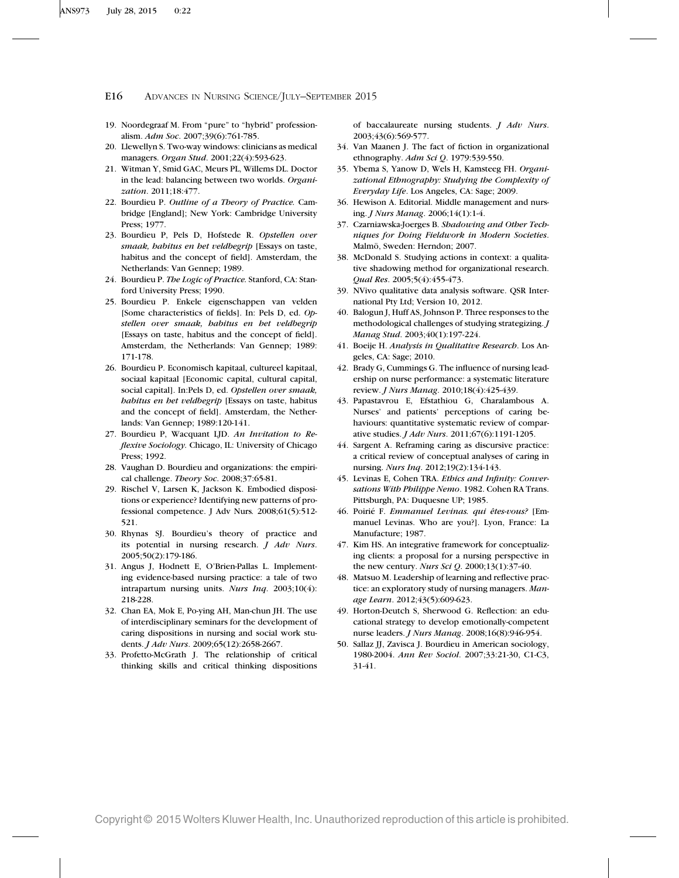19. Noordegraaf M. From "pure" to "hybrid" professionalism. *Adm Soc*. 2007;39(6):761-785.
20. Llewellyn S. Two-way windows: clinicians as medical managers. *Organ Stud*. 2001;22(4):593-623.
21. Witman Y, Smid GAC, Meurs PL, Willems DL. Doctor in the lead: balancing between two worlds. *Organization*. 2011;18:477.
22. Bourdieu P. *Outline of a Theory of Practice.* Cambridge [England]; New York: Cambridge University Press; 1977.
23. Bourdieu P, Pels D, Hofstede R. *Opstellen over smaak, habitus en het veldbegrip* [Essays on taste, habitus and the concept of field]. Amsterdam, the Netherlands: Van Gennep; 1989.
24. Bourdieu P. *The Logic of Practice.* Stanford, CA: Stanford University Press; 1990.
25. Bourdieu P. Enkele eigenschappen van velden [Some characteristics of fields]. In: Pels D, ed. *Opstellen over smaak, habitus en het veldbegrip* [Essays on taste, habitus and the concept of field]. Amsterdam, the Netherlands: Van Gennep; 1989: 171-178.
26. Bourdieu P. Economisch kapitaal, cultureel kapitaal, sociaal kapitaal [Economic capital, cultural capital, social capital]. In:Pels D, ed. *Opstellen over smaak, habitus en het veldbegrip* [Essays on taste, habitus and the concept of field]. Amsterdam, the Netherlands: Van Gennep; 1989:120-141.
27. Bourdieu P, Wacquant LJD. *An Invitation to Reflexive Sociology.* Chicago, IL: University of Chicago Press; 1992.
28. Vaughan D. Bourdieu and organizations: the empirical challenge. *Theory Soc*. 2008;37:65-81.
29. Rischel V, Larsen K, Jackson K. Embodied dispositions or experience? Identifying new patterns of professional competence. J Adv Nurs*.* 2008;61(5):512-521.
30. Rhynas SJ. Bourdieu's theory of practice and its potential in nursing research. *J Adv Nurs*. 2005;50(2):179-186.
31. Angus J, Hodnett E, O'Brien-Pallas L. Implementing evidence-based nursing practice: a tale of two intrapartum nursing units. *Nurs Inq*. 2003;10(4): 218-228.
32. Chan EA, Mok E, Po-ying AH, Man-chun JH. The use of interdisciplinary seminars for the development of caring dispositions in nursing and social work students. *J Adv Nurs*. 2009;65(12):2658-2667.
33. Profetto-McGrath J. The relationship of critical thinking skills and critical thinking dispositions of baccalaureate nursing students. *J Adv Nurs*. 2003;43(6):569-577.
34. Van Maanen J. The fact of fiction in organizational ethnography. *Adm Sci Q*. 1979:539-550.
35. Ybema S, Yanow D, Wels H, Kamsteeg FH. *Organizational Ethnography: Studying the Complexity of Everyday Life*. Los Angeles, CA: Sage; 2009.
36. Hewison A. Editorial. Middle management and nursing. *J Nurs Manag*. 2006;14(1):1-4.
37. Czarniawska-Joerges B. *Shadowing and Other Techniques for Doing Fieldwork in Modern Societies*. Malmö, Sweden: Herndon; 2007.
38. McDonald S. Studying actions in context: a qualitative shadowing method for organizational research. *Qual Res*. 2005;5(4):455-473.
39. NVivo qualitative data analysis software. QSR International Pty Ltd; Version 10, 2012.
40. Balogun J, Huff AS, Johnson P. Three responses to the methodological challenges of studying strategizing. *J Manag Stud*. 2003;40(1):197-224.
41. Boeije H. *Analysis in Qualitative Research*. Los Angeles, CA: Sage; 2010.
42. Brady G, Cummings G. The influence of nursing leadership on nurse performance: a systematic literature review. *J Nurs Manag*. 2010;18(4):425-439.
43. Papastavrou E, Efstathiou G, Charalambous A. Nurses' and patients' perceptions of caring behaviours: quantitative systematic review of comparative studies. *J Adv Nurs*. 2011;67(6):1191-1205.
44. Sargent A. Reframing caring as discursive practice: a critical review of conceptual analyses of caring in nursing. *Nurs Inq*. 2012;19(2):134-143.
45. Levinas E, Cohen TRA. *Ethics and Infinity: Conversations With Philippe Nemo*. 1982. Cohen RA Trans. Pittsburgh, PA: Duquesne UP; 1985.
46. Poirié F. *Emmanuel Levinas. qui êtes-vous?* [Emmanuel Levinas. Who are you?]. Lyon, France: La Manufacture; 1987.
47. Kim HS. An integrative framework for conceptualizing clients: a proposal for a nursing perspective in the new century. *Nurs Sci Q*. 2000;13(1):37-40.
48. Matsuo M. Leadership of learning and reflective practice: an exploratory study of nursing managers. *Manage Learn*. 2012;43(5):609-623.
49. Horton-Deutch S, Sherwood G. Reflection: an educational strategy to develop emotionally-competent nurse leaders. *J Nurs Manag*. 2008;16(8):946-954.
50. Sallaz JJ, Zavisca J. Bourdieu in American sociology, 1980-2004. *Ann Rev Sociol*. 2007;33:21-30, C1-C3, 31-41.